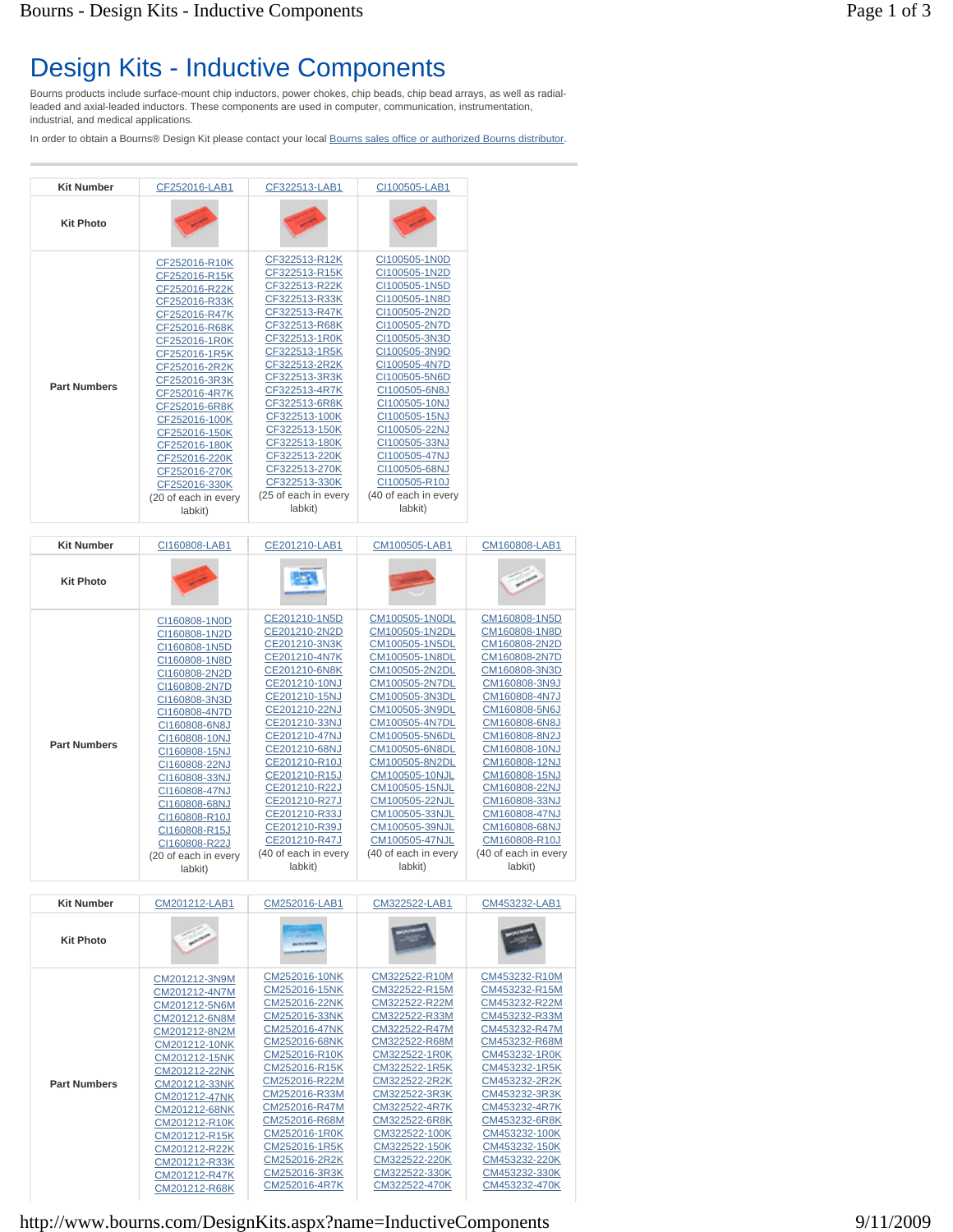# Design Kits - Inductive Components

Bourns products include surface-mount chip inductors, power chokes, chip beads, chip bead arrays, as well as radial-leaded and axial-leaded inductors. These components are used in computer, communication, instrumentation, industrial, and medical applications.

In order to obtain a Bourns® Design Kit please contact your local Bourns sales office or authorized Bourns distributor.

| Kit Number | CF252016-LAB1 | CF322513-LAB1 | CI100505-LAB1 |
|---|---|---|---|
| Kit Photo | | | |
| Part Numbers | CF252016-R10K<br>CF252016-R15K<br>CF252016-R22K<br>CF252016-R33K<br>CF252016-R47K<br>CF252016-R68K<br>CF252016-1R0K<br>CF252016-1R5K<br>CF252016-2R2K<br>CF252016-3R3K<br>CF252016-4R7K<br>CF252016-6R8K<br>CF252016-100K<br>CF252016-150K<br>CF252016-180K<br>CF252016-220K<br>CF252016-270K<br>CF252016-330K<br>(20 of each in every labkit) | CF322513-R12K<br>CF322513-R15K<br>CF322513-R22K<br>CF322513-R33K<br>CF322513-R47K<br>CF322513-R68K<br>CF322513-1R0K<br>CF322513-1R5K<br>CF322513-2R2K<br>CF322513-3R3K<br>CF322513-4R7K<br>CF322513-6R8K<br>CF322513-100K<br>CF322513-150K<br>CF322513-180K<br>CF322513-220K<br>CF322513-270K<br>CF322513-330K<br>(25 of each in every labkit) | CI100505-1N0D<br>CI100505-1N2D<br>CI100505-1N5D<br>CI100505-1N8D<br>CI100505-2N2D<br>CI100505-2N7D<br>CI100505-3N3D<br>CI100505-3N9D<br>CI100505-4N7D<br>CI100505-5N6D<br>CI100505-6N8J<br>CI100505-10NJ<br>CI100505-15NJ<br>CI100505-22NJ<br>CI100505-33NJ<br>CI100505-47NJ<br>CI100505-68NJ<br>CI100505-R10J<br>(40 of each in every labkit) |

| Kit Number | CI160808-LAB1 | CE201210-LAB1 | CM100505-LAB1 | CM160808-LAB1 |
|---|---|---|---|---|
| Kit Photo | | | | |
| Part Numbers | CI160808-1N0D<br>CI160808-1N2D<br>CI160808-1N5D<br>CI160808-1N8D<br>CI160808-2N2D<br>CI160808-2N7D<br>CI160808-3N3D<br>CI160808-4N7D<br>CI160808-6N8J<br>CI160808-10NJ<br>CI160808-15NJ<br>CI160808-22NJ<br>CI160808-33NJ<br>CI160808-47NJ<br>CI160808-68NJ<br>CI160808-R10J<br>CI160808-R15J<br>CI160808-R22J<br>(20 of each in every labkit) | CE201210-1N5D<br>CE201210-2N2D<br>CE201210-3N3K<br>CE201210-4N7K<br>CE201210-6N8K<br>CE201210-10NJ<br>CE201210-15NJ<br>CE201210-22NJ<br>CE201210-33NJ<br>CE201210-47NJ<br>CE201210-68NJ<br>CE201210-R10J<br>CE201210-R15J<br>CE201210-R22J<br>CE201210-R27J<br>CE201210-R33J<br>CE201210-R39J<br>CE201210-R47J<br>(40 of each in every labkit) | CM100505-1N0DL<br>CM100505-1N2DL<br>CM100505-1N5DL<br>CM100505-1N8DL<br>CM100505-2N2DL<br>CM100505-2N7DL<br>CM100505-3N3DL<br>CM100505-3N9DL<br>CM100505-4N7DL<br>CM100505-5N6DL<br>CM100505-6N8DL<br>CM100505-8N2DL<br>CM100505-10NJL<br>CM100505-15NJL<br>CM100505-22NJL<br>CM100505-33NJL<br>CM100505-39NJL<br>CM100505-47NJL<br>(40 of each in every labkit) | CM160808-1N5D<br>CM160808-1N8D<br>CM160808-2N2D<br>CM160808-2N7D<br>CM160808-3N3D<br>CM160808-3N9J<br>CM160808-4N7J<br>CM160808-5N6J<br>CM160808-6N8J<br>CM160808-8N2J<br>CM160808-10NJ<br>CM160808-12NJ<br>CM160808-15NJ<br>CM160808-22NJ<br>CM160808-33NJ<br>CM160808-47NJ<br>CM160808-68NJ<br>CM160808-R10J<br>(40 of each in every labkit) |

| Kit Number | CM201212-LAB1 | CM252016-LAB1 | CM322522-LAB1 | CM453232-LAB1 |
|---|---|---|---|---|
| Kit Photo | | | | |
| Part Numbers | CM201212-3N9M<br>CM201212-4N7M<br>CM201212-5N6M<br>CM201212-6N8M<br>CM201212-8N2M<br>CM201212-10NK<br>CM201212-15NK<br>CM201212-22NK<br>CM201212-33NK<br>CM201212-47NK<br>CM201212-68NK<br>CM201212-R10K<br>CM201212-R15K<br>CM201212-R22K<br>CM201212-R33K<br>CM201212-R47K<br>CM201212-R68K | CM252016-10NK<br>CM252016-15NK<br>CM252016-22NK<br>CM252016-33NK<br>CM252016-47NK<br>CM252016-68NK<br>CM252016-R10K<br>CM252016-R15K<br>CM252016-R22M<br>CM252016-R33M<br>CM252016-R47M<br>CM252016-R68M<br>CM252016-1R0K<br>CM252016-1R5K<br>CM252016-2R2K<br>CM252016-3R3K<br>CM252016-4R7K | CM322522-R10M<br>CM322522-R15M<br>CM322522-R22M<br>CM322522-R33M<br>CM322522-R47M<br>CM322522-R68M<br>CM322522-1R0K<br>CM322522-1R5K<br>CM322522-2R2K<br>CM322522-3R3K<br>CM322522-4R7K<br>CM322522-6R8K<br>CM322522-100K<br>CM322522-150K<br>CM322522-220K<br>CM322522-330K<br>CM322522-470K | CM453232-R10M<br>CM453232-R15M<br>CM453232-R22M<br>CM453232-R33M<br>CM453232-R47M<br>CM453232-R68M<br>CM453232-1R0K<br>CM453232-1R5K<br>CM453232-2R2K<br>CM453232-3R3K<br>CM453232-4R7K<br>CM453232-6R8K<br>CM453232-100K<br>CM453232-150K<br>CM453232-220K<br>CM453232-330K<br>CM453232-470K |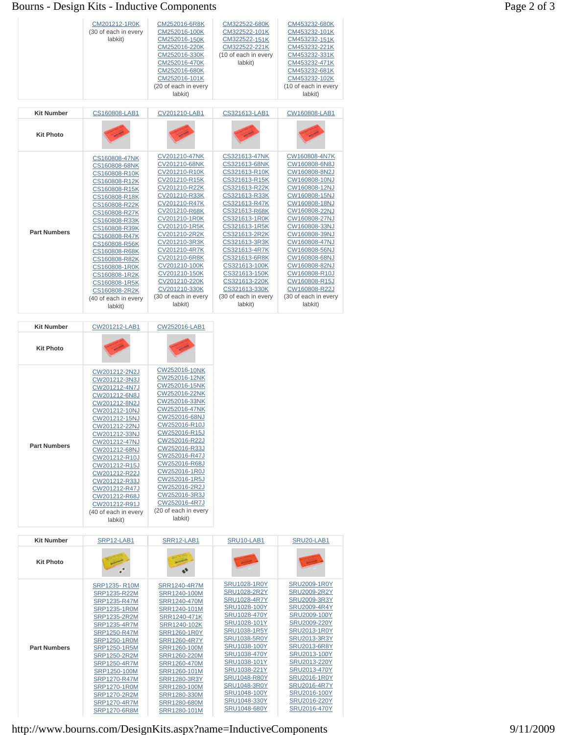| | | | | |
|---|---|---|---|---|
| | CM201212-1R0K (30 of each in every labkit) | CM252016-6R8K CM252016-100K CM252016-150K CM252016-220K CM252016-330K CM252016-470K CM252016-680K CM252016-101K (20 of each in every labkit) | CM322522-680K CM322522-101K CM322522-151K CM322522-221K (10 of each in every labkit) | CM453232-680K CM453232-101K CM453232-151K CM453232-221K CM453232-331K CM453232-471K CM453232-681K CM453232-102K (10 of each in every labkit) |

| Kit Number | CS160808-LAB1 | CV201210-LAB1 | CS321613-LAB1 | CW160808-LAB1 |
|---|---|---|---|---|
| Kit Photo | | | | |
| Part Numbers | CS160808-47NK CS160808-68NK CS160808-R10K CS160808-R12K CS160808-R15K CS160808-R18K CS160808-R22K CS160808-R27K CS160808-R33K CS160808-R39K CS160808-R47K CS160808-R56K CS160808-R68K CS160808-R82K CS160808-1R0K CS160808-1R2K CS160808-1R5K CS160808-2R2K (40 of each in every labkit) | CV201210-47NK CV201210-68NK CV201210-R10K CV201210-R15K CV201210-R22K CV201210-R33K CV201210-R47K CV201210-R68K CV201210-1R0K CV201210-1R5K CV201210-2R2K CV201210-3R3K CV201210-4R7K CV201210-6R8K CV201210-100K CV201210-150K CV201210-220K CV201210-330K (30 of each in every labkit) | CS321613-47NK CS321613-68NK CS321613-R10K CS321613-R15K CS321613-R22K CS321613-R33K CS321613-R47K CS321613-R68K CS321613-1R0K CS321613-1R5K CS321613-2R2K CS321613-3R3K CS321613-4R7K CS321613-6R8K CS321613-100K CS321613-150K CS321613-220K CS321613-330K (30 of each in every labkit) | CW160808-4N7K CW160808-6N8J CW160808-8N2J CW160808-10NJ CW160808-12NJ CW160808-15NJ CW160808-18NJ CW160808-22NJ CW160808-27NJ CW160808-33NJ CW160808-39NJ CW160808-47NJ CW160808-56NJ CW160808-68NJ CW160808-82NJ CW160808-R10J CW160808-R15J CW160808-R22J (30 of each in every labkit) |

| Kit Number | CW201212-LAB1 | CW252016-LAB1 |
|---|---|---|
| Kit Photo | | |
| Part Numbers | CW201212-2N2J CW201212-3N3J CW201212-4N7J CW201212-6N8J CW201212-8N2J CW201212-10NJ CW201212-15NJ CW201212-22NJ CW201212-33NJ CW201212-47NJ CW201212-68NJ CW201212-R10J CW201212-R15J CW201212-R22J CW201212-R33J CW201212-R47J CW201212-R68J CW201212-R91J (40 of each in every labkit) | CW252016-10NK CW252016-12NK CW252016-15NK CW252016-22NK CW252016-33NK CW252016-47NK CW252016-68NJ CW252016-R10J CW252016-R15J CW252016-R22J CW252016-R33J CW252016-R47J CW252016-R68J CW252016-1R0J CW252016-1R5J CW252016-2R2J CW252016-3R3J CW252016-4R7J (20 of each in every labkit) |

| Kit Number | SRP12-LAB1 | SRR12-LAB1 | SRU10-LAB1 | SRU20-LAB1 |
|---|---|---|---|---|
| Kit Photo | | | | |
| Part Numbers | SRP1235- R10M SRP1235-R22M SRP1235-R47M SRP1235-1R0M SRP1235-2R2M SRP1235-4R7M SRP1250-R47M SRP1250-1R0M SRP1250-1R5M SRP1250-2R2M SRP1250-4R7M SRP1250-100M SRP1270-R47M SRP1270-1R0M SRP1270-2R2M SRP1270-4R7M SRP1270-6R8M | SRR1240-4R7M SRR1240-100M SRR1240-470M SRR1240-101M SRR1240-471K SRR1240-102K SRR1260-1R0Y SRR1260-4R7Y SRR1260-100M SRR1260-220M SRR1260-470M SRR1260-101M SRR1280-3R3Y SRR1280-100M SRR1280-330M SRR1280-680M SRR1280-101M | SRU1028-1R0Y SRU1028-2R2Y SRU1028-4R7Y SRU1028-100Y SRU1028-470Y SRU1028-101Y SRU1038-1R5Y SRU1038-5R0Y SRU1038-100Y SRU1038-470Y SRU1038-101Y SRU1038-221Y SRU1048-R80Y SRU1048-3R0Y SRU1048-100Y SRU1048-330Y SRU1048-680Y | SRU2009-1R0Y SRU2009-2R2Y SRU2009-3R3Y SRU2009-4R4Y SRU2009-100Y SRU2009-220Y SRU2013-1R0Y SRU2013-3R3Y SRU2013-6R8Y SRU2013-100Y SRU2013-220Y SRU2013-470Y SRU2016-1R0Y SRU2016-4R7Y SRU2016-100Y SRU2016-220Y SRU2016-470Y |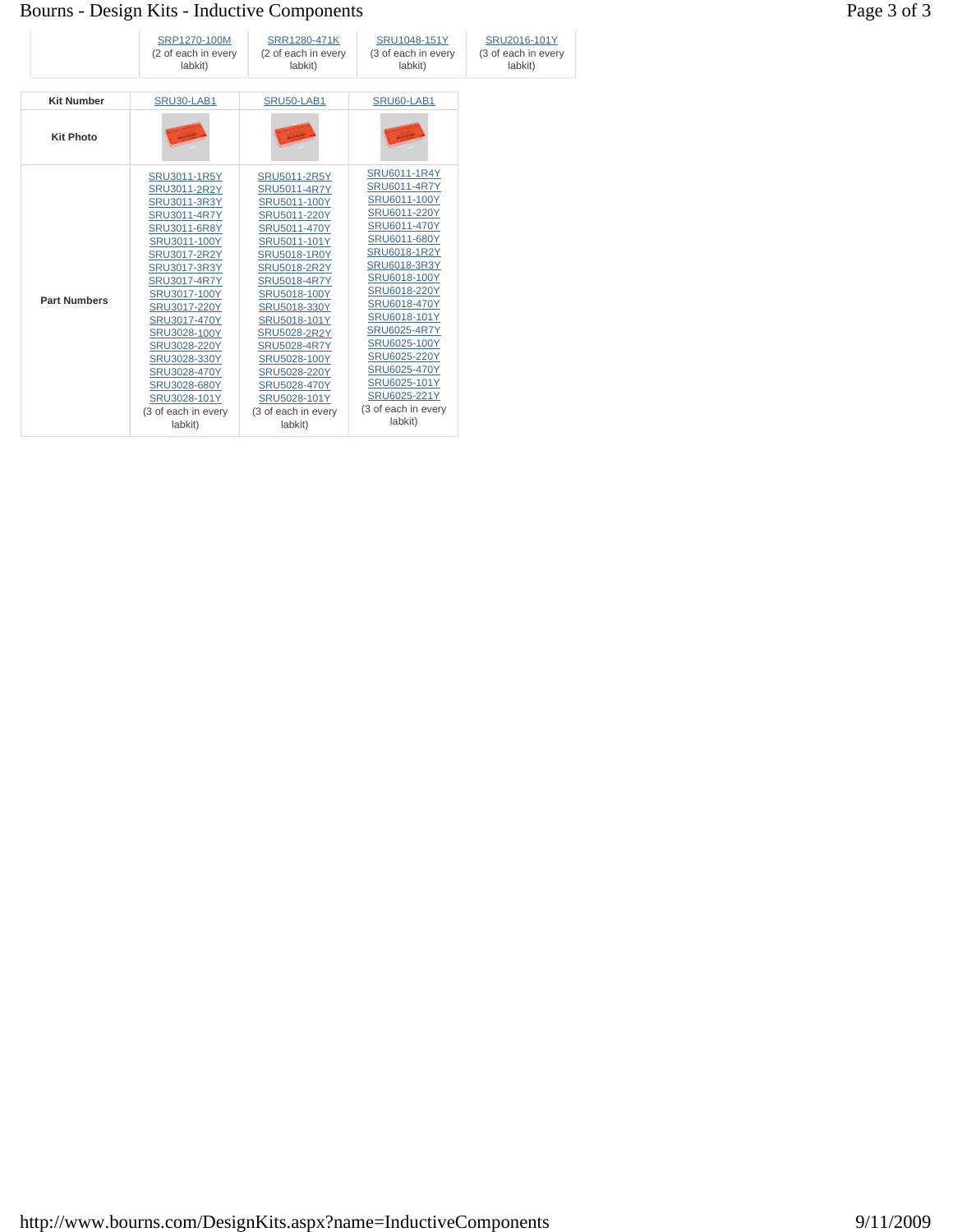| | | | | |
|---|---|---|---|---|
| | SRP1270-100M (2 of each in every labkit) | SRR1280-471K (2 of each in every labkit) | SRU1048-151Y (3 of each in every labkit) | SRU2016-101Y (3 of each in every labkit) |

| Kit Number | SRU30-LAB1 | SRU50-LAB1 | SRU60-LAB1 |
|---|---|---|---|
| Kit Photo | | | |
| Part Numbers | SRU3011-1R5Y<br>SRU3011-2R2Y<br>SRU3011-3R3Y<br>SRU3011-4R7Y<br>SRU3011-6R8Y<br>SRU3011-100Y<br>SRU3017-2R2Y<br>SRU3017-3R3Y<br>SRU3017-4R7Y<br>SRU3017-100Y<br>SRU3017-220Y<br>SRU3017-470Y<br>SRU3028-100Y<br>SRU3028-220Y<br>SRU3028-330Y<br>SRU3028-470Y<br>SRU3028-680Y<br>SRU3028-101Y<br>(3 of each in every labkit) | SRU5011-2R5Y<br>SRU5011-4R7Y<br>SRU5011-100Y<br>SRU5011-220Y<br>SRU5011-470Y<br>SRU5011-101Y<br>SRU5018-1R0Y<br>SRU5018-2R2Y<br>SRU5018-4R7Y<br>SRU5018-100Y<br>SRU5018-330Y<br>SRU5018-101Y<br>SRU5028-2R2Y<br>SRU5028-4R7Y<br>SRU5028-100Y<br>SRU5028-220Y<br>SRU5028-470Y<br>SRU5028-101Y<br>(3 of each in every labkit) | SRU6011-1R4Y<br>SRU6011-4R7Y<br>SRU6011-100Y<br>SRU6011-220Y<br>SRU6011-470Y<br>SRU6011-680Y<br>SRU6018-1R2Y<br>SRU6018-3R3Y<br>SRU6018-100Y<br>SRU6018-220Y<br>SRU6018-470Y<br>SRU6018-101Y<br>SRU6025-4R7Y<br>SRU6025-100Y<br>SRU6025-220Y<br>SRU6025-470Y<br>SRU6025-101Y<br>SRU6025-221Y<br>(3 of each in every labkit) |